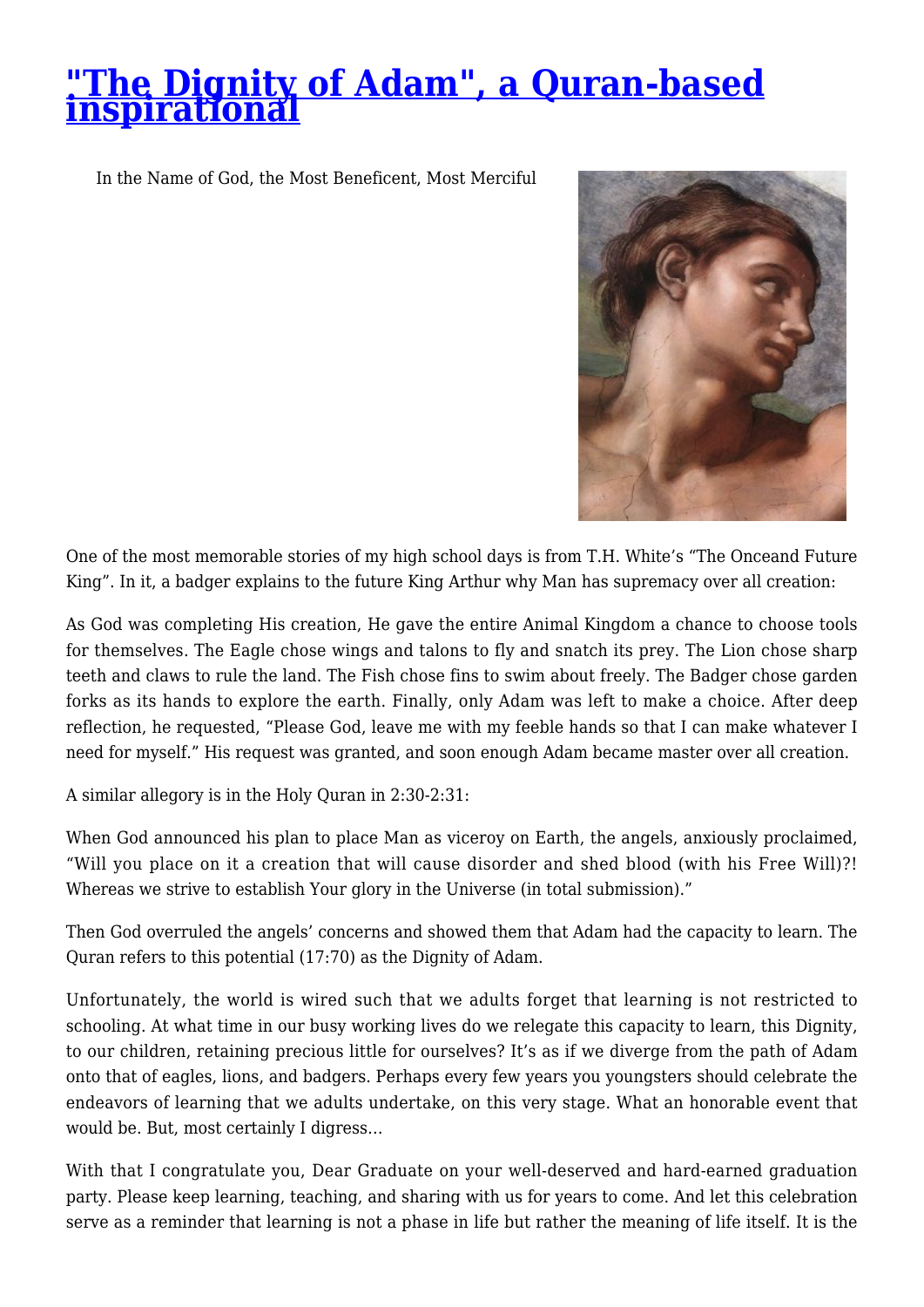# "The Dignity of Adam", a Quran-based inspirational

In the Name of God, the Most Beneficent, Most Merciful

One of the most memorable stories of my high school days is from T.H. White's "The Onceand Future King". In it, a badger explains to the future King Arthur why Man has supremacy over all creation:

As God was completing His creation, He gave the entire Animal Kingdom a chance to choose tools for themselves. The Eagle chose wings and talons to fly and snatch its prey. The Lion chose sharp teeth and claws to rule the land. The Fish chose fins to swim about freely. The Badger chose garden forks as its hands to explore the earth. Finally, only Adam was left to make a choice. After deep reflection, he requested, "Please God, leave me with my feeble hands so that I can make whatever I need for myself." His request was granted, and soon enough Adam became master over all creation.

A similar allegory is in the Holy Quran in 2:30-2:31:

When God announced his plan to place Man as viceroy on Earth, the angels, anxiously proclaimed, "Will you place on it a creation that will cause disorder and shed blood (with his Free Will)?! Whereas we strive to establish Your glory in the Universe (in total submission)."

Then God overruled the angels' concerns and showed them that Adam had the capacity to learn. The Quran refers to this potential (17:70) as the Dignity of Adam.

Unfortunately, the world is wired such that we adults forget that learning is not restricted to schooling. At what time in our busy working lives do we relegate this capacity to learn, this Dignity, to our children, retaining precious little for ourselves? It's as if we diverge from the path of Adam onto that of eagles, lions, and badgers. Perhaps every few years you youngsters should celebrate the endeavors of learning that we adults undertake, on this very stage. What an honorable event that would be. But, most certainly I digress…

With that I congratulate you, Dear Graduate on your well-deserved and hard-earned graduation party. Please keep learning, teaching, and sharing with us for years to come. And let this celebration serve as a reminder that learning is not a phase in life but rather the meaning of life itself. It is the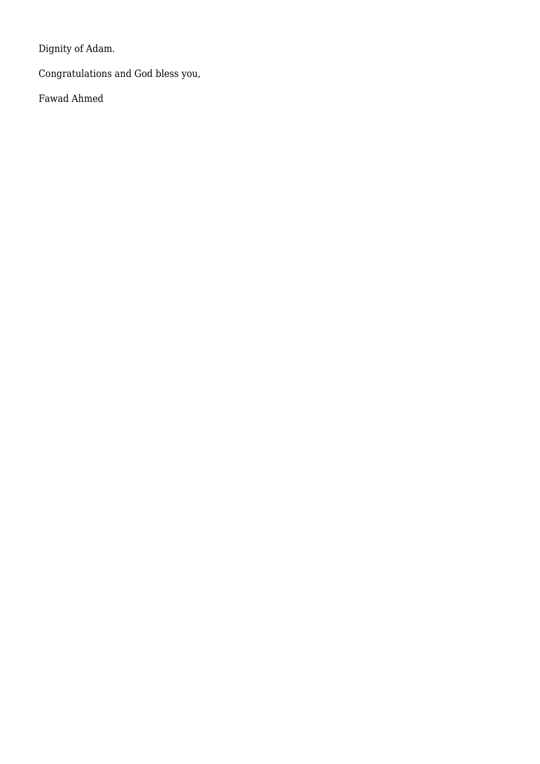Dignity of Adam.

Congratulations and God bless you,

Fawad Ahmed